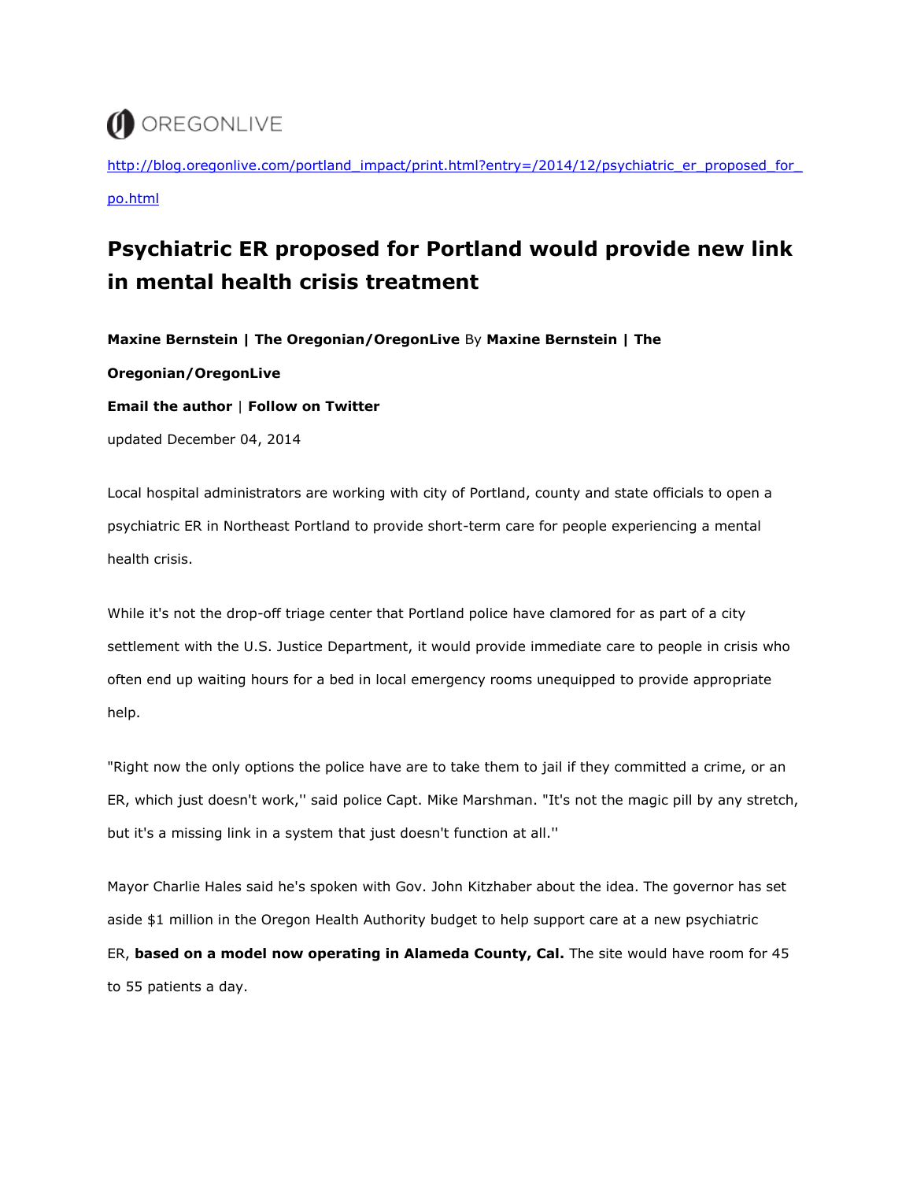OREGONLIVE

http://blog.oregonlive.com/portland_impact/print.html?entry=/2014/12/psychiatric_er_proposed_for_po.html

# Psychiatric ER proposed for Portland would provide new link in mental health crisis treatment

**Maxine Bernstein | The Oregonian/OregonLive** By **Maxine Bernstein | The Oregonian/OregonLive**

**Email the author** | **Follow on Twitter**

updated December 04, 2014

Local hospital administrators are working with city of Portland, county and state officials to open a psychiatric ER in Northeast Portland to provide short-term care for people experiencing a mental health crisis.

While it's not the drop-off triage center that Portland police have clamored for as part of a city settlement with the U.S. Justice Department, it would provide immediate care to people in crisis who often end up waiting hours for a bed in local emergency rooms unequipped to provide appropriate help.

"Right now the only options the police have are to take them to jail if they committed a crime, or an ER, which just doesn't work,'' said police Capt. Mike Marshman. "It's not the magic pill by any stretch, but it's a missing link in a system that just doesn't function at all.''

Mayor Charlie Hales said he's spoken with Gov. John Kitzhaber about the idea. The governor has set aside $1 million in the Oregon Health Authority budget to help support care at a new psychiatric ER, **based on a model now operating in Alameda County, Cal.** The site would have room for 45 to 55 patients a day.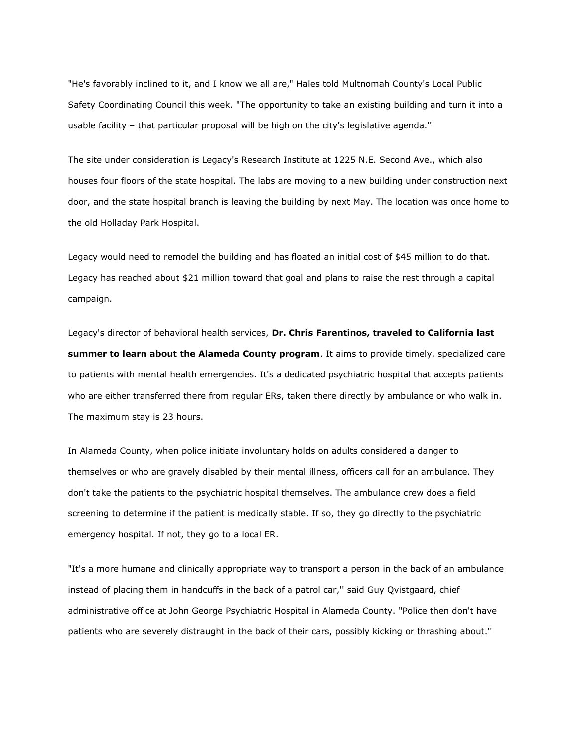"He's favorably inclined to it, and I know we all are," Hales told Multnomah County's Local Public Safety Coordinating Council this week. "The opportunity to take an existing building and turn it into a usable facility – that particular proposal will be high on the city's legislative agenda.''

The site under consideration is Legacy's Research Institute at 1225 N.E. Second Ave., which also houses four floors of the state hospital. The labs are moving to a new building under construction next door, and the state hospital branch is leaving the building by next May. The location was once home to the old Holladay Park Hospital.

Legacy would need to remodel the building and has floated an initial cost of $45 million to do that. Legacy has reached about $21 million toward that goal and plans to raise the rest through a capital campaign.

Legacy's director of behavioral health services, **Dr. Chris Farentinos, traveled to California last summer to learn about the Alameda County program**. It aims to provide timely, specialized care to patients with mental health emergencies. It's a dedicated psychiatric hospital that accepts patients who are either transferred there from regular ERs, taken there directly by ambulance or who walk in. The maximum stay is 23 hours.

In Alameda County, when police initiate involuntary holds on adults considered a danger to themselves or who are gravely disabled by their mental illness, officers call for an ambulance. They don't take the patients to the psychiatric hospital themselves. The ambulance crew does a field screening to determine if the patient is medically stable. If so, they go directly to the psychiatric emergency hospital. If not, they go to a local ER.

"It's a more humane and clinically appropriate way to transport a person in the back of an ambulance instead of placing them in handcuffs in the back of a patrol car,'' said Guy Qvistgaard, chief administrative office at John George Psychiatric Hospital in Alameda County. "Police then don't have patients who are severely distraught in the back of their cars, possibly kicking or thrashing about.''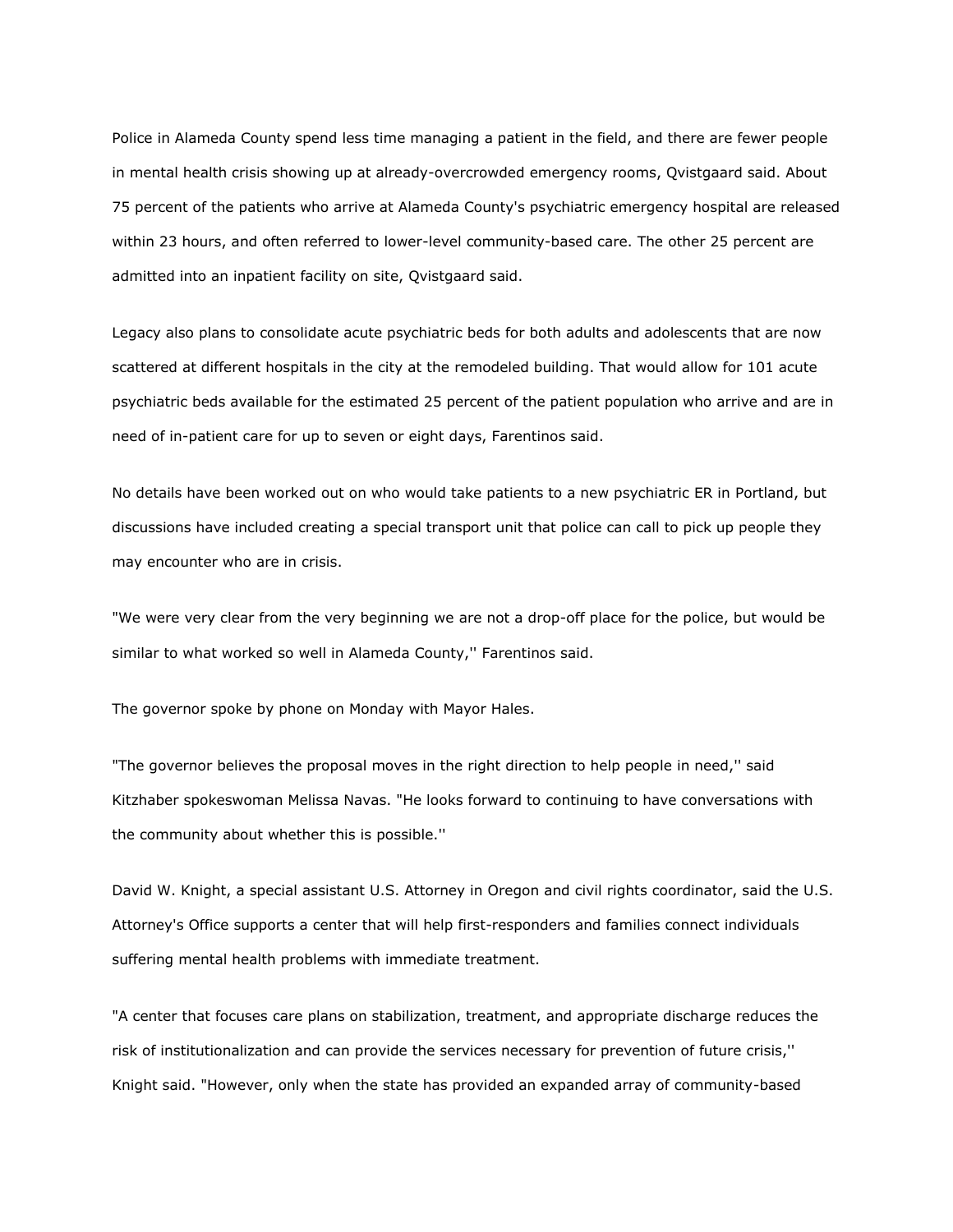Police in Alameda County spend less time managing a patient in the field, and there are fewer people in mental health crisis showing up at already-overcrowded emergency rooms, Qvistgaard said. About 75 percent of the patients who arrive at Alameda County's psychiatric emergency hospital are released within 23 hours, and often referred to lower-level community-based care. The other 25 percent are admitted into an inpatient facility on site, Qvistgaard said.

Legacy also plans to consolidate acute psychiatric beds for both adults and adolescents that are now scattered at different hospitals in the city at the remodeled building. That would allow for 101 acute psychiatric beds available for the estimated 25 percent of the patient population who arrive and are in need of in-patient care for up to seven or eight days, Farentinos said.

No details have been worked out on who would take patients to a new psychiatric ER in Portland, but discussions have included creating a special transport unit that police can call to pick up people they may encounter who are in crisis.

"We were very clear from the very beginning we are not a drop-off place for the police, but would be similar to what worked so well in Alameda County,'' Farentinos said.

The governor spoke by phone on Monday with Mayor Hales.

"The governor believes the proposal moves in the right direction to help people in need,'' said Kitzhaber spokeswoman Melissa Navas. "He looks forward to continuing to have conversations with the community about whether this is possible.''

David W. Knight, a special assistant U.S. Attorney in Oregon and civil rights coordinator, said the U.S. Attorney's Office supports a center that will help first-responders and families connect individuals suffering mental health problems with immediate treatment.

"A center that focuses care plans on stabilization, treatment, and appropriate discharge reduces the risk of institutionalization and can provide the services necessary for prevention of future crisis,'' Knight said. "However, only when the state has provided an expanded array of community-based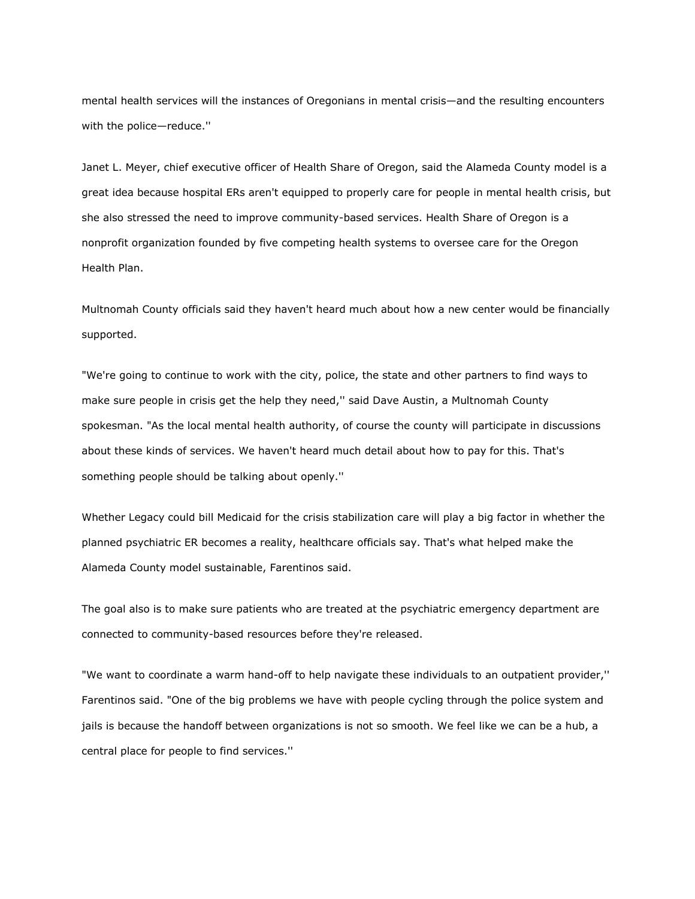mental health services will the instances of Oregonians in mental crisis—and the resulting encounters with the police—reduce.''

Janet L. Meyer, chief executive officer of Health Share of Oregon, said the Alameda County model is a great idea because hospital ERs aren't equipped to properly care for people in mental health crisis, but she also stressed the need to improve community-based services. Health Share of Oregon is a nonprofit organization founded by five competing health systems to oversee care for the Oregon Health Plan.

Multnomah County officials said they haven't heard much about how a new center would be financially supported.

"We're going to continue to work with the city, police, the state and other partners to find ways to make sure people in crisis get the help they need,'' said Dave Austin, a Multnomah County spokesman. "As the local mental health authority, of course the county will participate in discussions about these kinds of services. We haven't heard much detail about how to pay for this. That's something people should be talking about openly.''

Whether Legacy could bill Medicaid for the crisis stabilization care will play a big factor in whether the planned psychiatric ER becomes a reality, healthcare officials say. That's what helped make the Alameda County model sustainable, Farentinos said.

The goal also is to make sure patients who are treated at the psychiatric emergency department are connected to community-based resources before they're released.

"We want to coordinate a warm hand-off to help navigate these individuals to an outpatient provider,'' Farentinos said. "One of the big problems we have with people cycling through the police system and jails is because the handoff between organizations is not so smooth. We feel like we can be a hub, a central place for people to find services.''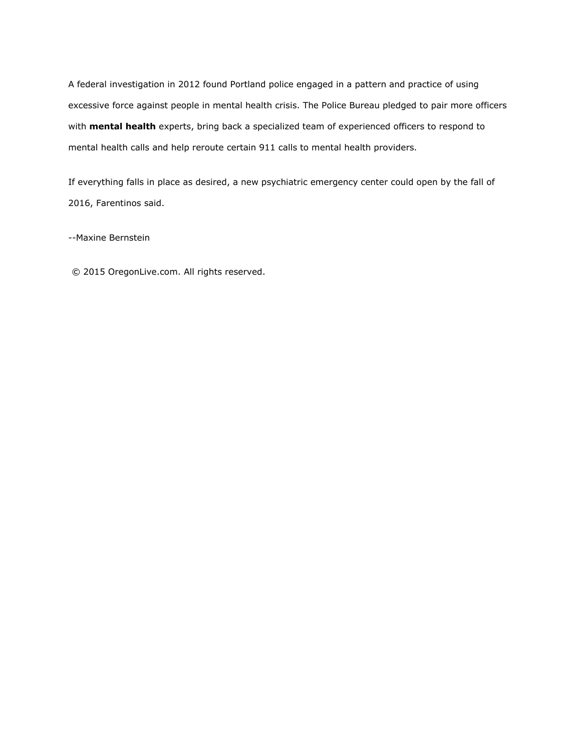A federal investigation in 2012 found Portland police engaged in a pattern and practice of using excessive force against people in mental health crisis. The Police Bureau pledged to pair more officers with **mental health** experts, bring back a specialized team of experienced officers to respond to mental health calls and help reroute certain 911 calls to mental health providers.

If everything falls in place as desired, a new psychiatric emergency center could open by the fall of 2016, Farentinos said.

--Maxine Bernstein

© 2015 OregonLive.com. All rights reserved.